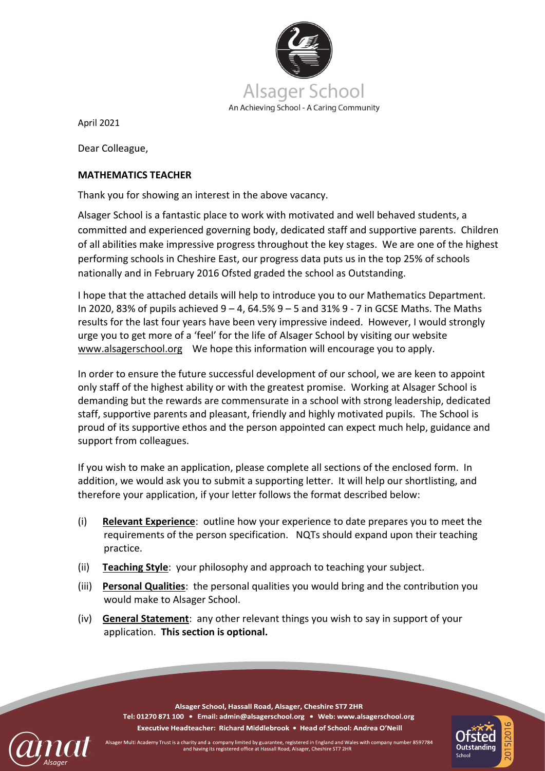Alsager School

An Achieving School - A Caring Community

April 2021

Dear Colleague,

**MATHEMATICS TEACHER**

Thank you for showing an interest in the above vacancy.

Alsager School is a fantastic place to work with motivated and well behaved students, a committed and experienced governing body, dedicated staff and supportive parents. Children of all abilities make impressive progress throughout the key stages. We are one of the highest performing schools in Cheshire East, our progress data puts us in the top 25% of schools nationally and in February 2016 Ofsted graded the school as Outstanding.

I hope that the attached details will help to introduce you to our Mathematics Department. In 2020, 83% of pupils achieved 9 – 4, 64.5% 9 – 5 and 31% 9 - 7 in GCSE Maths. The Maths results for the last four years have been very impressive indeed. However, I would strongly urge you to get more of a 'feel' for the life of Alsager School by visiting our website www.alsagerschool.org We hope this information will encourage you to apply.

In order to ensure the future successful development of our school, we are keen to appoint only staff of the highest ability or with the greatest promise. Working at Alsager School is demanding but the rewards are commensurate in a school with strong leadership, dedicated staff, supportive parents and pleasant, friendly and highly motivated pupils. The School is proud of its supportive ethos and the person appointed can expect much help, guidance and support from colleagues.

If you wish to make an application, please complete all sections of the enclosed form. In addition, we would ask you to submit a supporting letter. It will help our shortlisting, and therefore your application, if your letter follows the format described below:

(i) **Relevant Experience**: outline how your experience to date prepares you to meet the requirements of the person specification. NQTs should expand upon their teaching practice.

(ii) **Teaching Style**: your philosophy and approach to teaching your subject.

(iii) **Personal Qualities**: the personal qualities you would bring and the contribution you would make to Alsager School.

(iv) **General Statement**: any other relevant things you wish to say in support of your application. **This section is optional.**

**Alsager School, Hassall Road, Alsager, Cheshire ST7 2HR**
**Tel: 01270 871 100 • Email: admin@alsagerschool.org • Web: www.alsagerschool.org**
**Executive Headteacher: Richard Middlebrook • Head of School: Andrea O'Neill**

Alsager Multi Academy Trust is a charity and a company limited by guarantee, registered in England and Wales with company number 8597784 and having its registered office at Hassall Road, Alsager, Cheshire ST7 2HR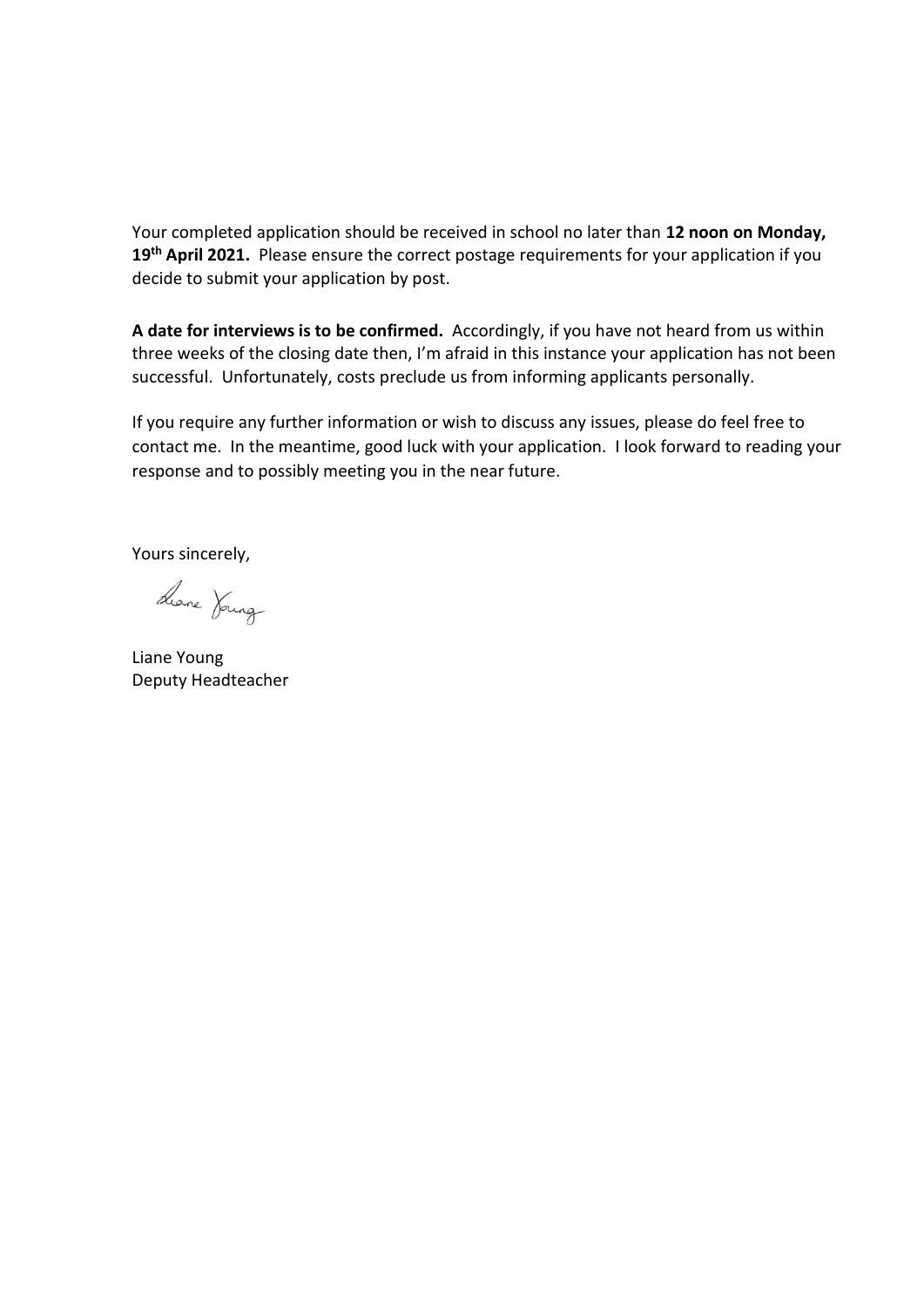Your completed application should be received in school no later than **12 noon on Monday, 19th April 2021.** Please ensure the correct postage requirements for your application if you decide to submit your application by post.

**A date for interviews is to be confirmed.** Accordingly, if you have not heard from us within three weeks of the closing date then, I'm afraid in this instance your application has not been successful. Unfortunately, costs preclude us from informing applicants personally.

If you require any further information or wish to discuss any issues, please do feel free to contact me. In the meantime, good luck with your application. I look forward to reading your response and to possibly meeting you in the near future.

Yours sincerely,

Liane Young

Liane Young
Deputy Headteacher